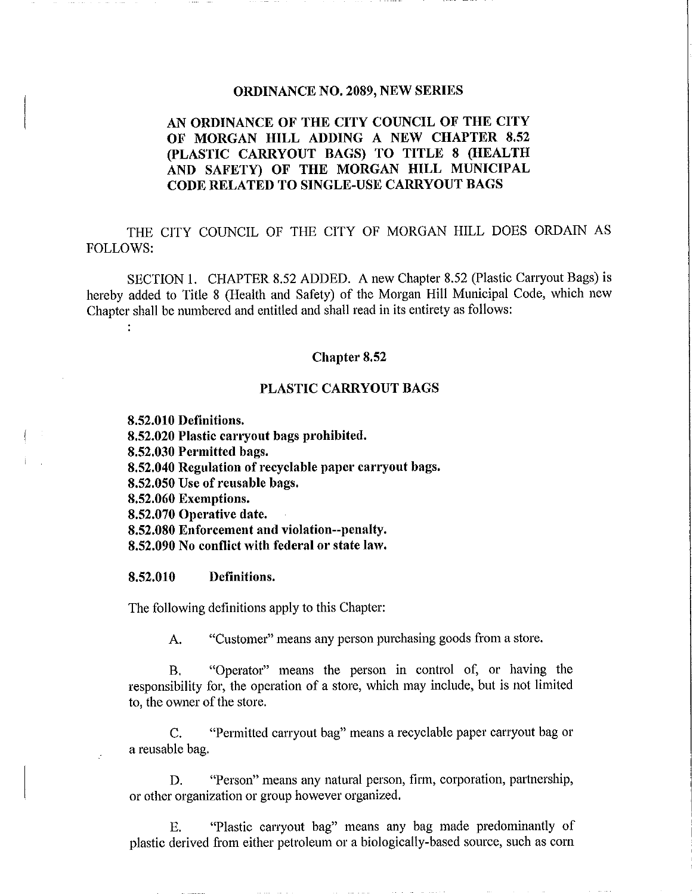# ORDINANCE NO. 2089, NEW SERIES

## AN ORDINANCE OF THE CITY COUNCIL OF THE CITY OF MORGAN HILL ADDING A NEW CHAPTER 8.52 (PLASTIC CARRYOUT BAGS) TO TITLE 8 (HEALTH AND SAFETY) OF THE MORGAN HILL MUNICIPAL CODE RELATED TO SINGLE-USE CARRYOUT BAGS

THE CITY COUNCIL OF THE CITY OF MORGAN HILL DOES ORDAIN AS FOLLOWS:

SECTION 1. CHAPTER 8.52 ADDED. A new Chapter 8.52 (Plastic Carryout Bags) is hereby added to Title 8 (Health and Safety) of the Morgan Hill Municipal Code, which new Chapter shall be numbered and entitled and shall read in its entirety as follows:

:

## Chapter 8.52

## PLASTIC CARRYOUT BAGS

**8.52.010 Definitions.**
**8.52.020 Plastic carryout bags prohibited.**
**8.52.030 Permitted bags.**
**8.52.040 Regulation of recyclable paper carryout bags.**
**8.52.050 Use of reusable bags.**
**8.52.060 Exemptions.**
**8.52.070 Operative date.**
**8.52.080 Enforcement and violation--penalty.**
**8.52.090 No conflict with federal or state law.**

### 8.52.010 Definitions.

The following definitions apply to this Chapter:

A. "Customer" means any person purchasing goods from a store.

B. "Operator" means the person in control of, or having the responsibility for, the operation of a store, which may include, but is not limited to, the owner of the store.

C. "Permitted carryout bag" means a recyclable paper carryout bag or a reusable bag.

D. "Person" means any natural person, firm, corporation, partnership, or other organization or group however organized.

E. "Plastic carryout bag" means any bag made predominantly of plastic derived from either petroleum or a biologically-based source, such as corn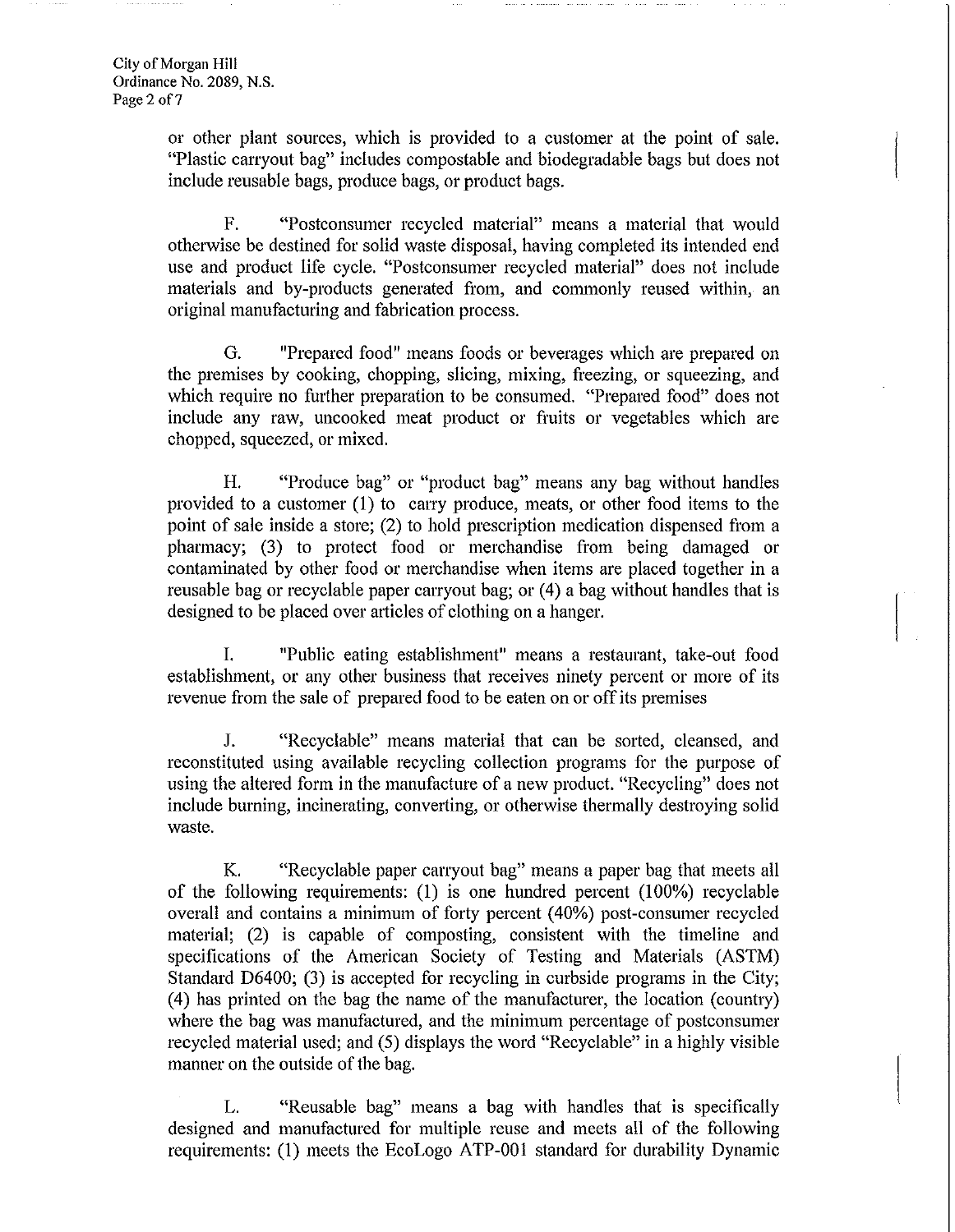or other plant sources, which is provided to a customer at the point of sale. "Plastic carryout bag" includes compostable and biodegradable bags but does not include reusable bags, produce bags, or product bags.

F. "Postconsumer recycled material" means a material that would otherwise be destined for solid waste disposal, having completed its intended end use and product life cycle. "Postconsumer recycled material" does not include materials and by-products generated from, and commonly reused within, an original manufacturing and fabrication process.

G. "Prepared food" means foods or beverages which are prepared on the premises by cooking, chopping, slicing, mixing, freezing, or squeezing, and which require no further preparation to be consumed. "Prepared food" does not include any raw, uncooked meat product or fruits or vegetables which are chopped, squeezed, or mixed.

H. "Produce bag" or "product bag" means any bag without handles provided to a customer (1) to carry produce, meats, or other food items to the point of sale inside a store; (2) to hold prescription medication dispensed from a pharmacy; (3) to protect food or merchandise from being damaged or contaminated by other food or merchandise when items are placed together in a reusable bag or recyclable paper carryout bag; or (4) a bag without handles that is designed to be placed over articles of clothing on a hanger.

I. "Public eating establishment" means a restaurant, take-out food establishment, or any other business that receives ninety percent or more of its revenue from the sale of prepared food to be eaten on or off its premises

J. "Recyclable" means material that can be sorted, cleansed, and reconstituted using available recycling collection programs for the purpose of using the altered form in the manufacture of a new product. "Recycling" does not include burning, incinerating, converting, or otherwise thermally destroying solid waste.

K. "Recyclable paper carryout bag" means a paper bag that meets all of the following requirements: (1) is one hundred percent (100%) recyclable overall and contains a minimum of forty percent (40%) post-consumer recycled material; (2) is capable of composting, consistent with the timeline and specifications of the American Society of Testing and Materials (ASTM) Standard D6400; (3) is accepted for recycling in curbside programs in the City; (4) has printed on the bag the name of the manufacturer, the location (country) where the bag was manufactured, and the minimum percentage of postconsumer recycled material used; and (5) displays the word "Recyclable" in a highly visible manner on the outside of the bag.

L. "Reusable bag" means a bag with handles that is specifically designed and manufactured for multiple reuse and meets all of the following requirements: (1) meets the EcoLogo ATP-001 standard for durability Dynamic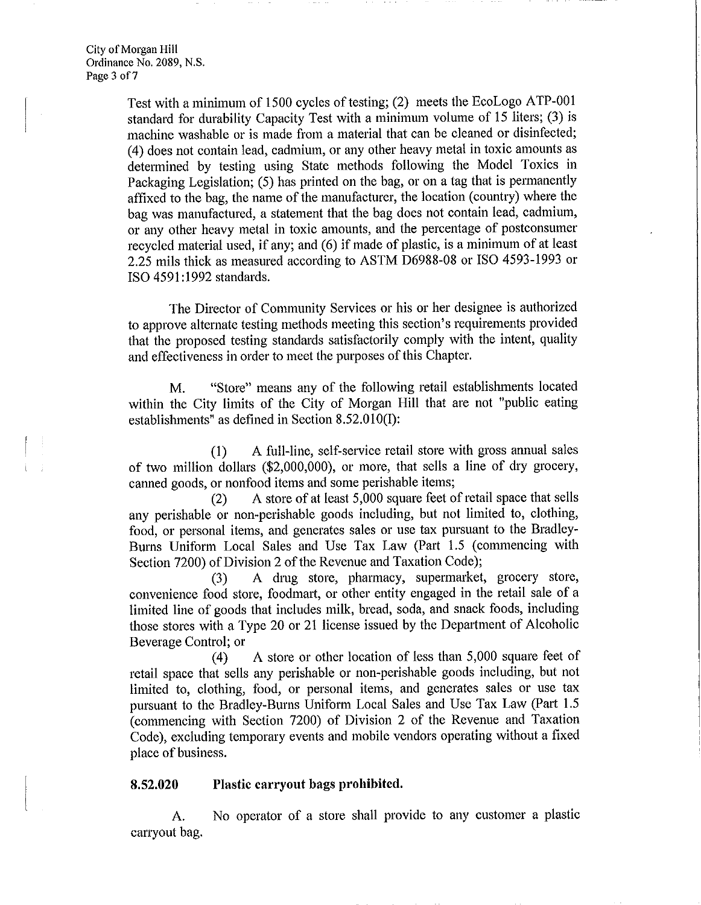Test with a minimum of 1500 cycles of testing; (2) meets the EcoLogo ATP-001 standard for durability Capacity Test with a minimum volume of 15 liters; (3) is machine washable or is made from a material that can be cleaned or disinfected; (4) does not contain lead, cadmium, or any other heavy metal in toxic amounts as determined by testing using State methods following the Model Toxics in Packaging Legislation; (5) has printed on the bag, or on a tag that is permanently affixed to the bag, the name of the manufacturer, the location (country) where the bag was manufactured, a statement that the bag does not contain lead, cadmium, or any other heavy metal in toxic amounts, and the percentage of postconsumer recycled material used, if any; and (6) if made of plastic, is a minimum of at least 2.25 mils thick as measured according to ASTM D6988-08 or ISO 4593-1993 or ISO 4591:1992 standards.

The Director of Community Services or his or her designee is authorized to approve alternate testing methods meeting this section's requirements provided that the proposed testing standards satisfactorily comply with the intent, quality and effectiveness in order to meet the purposes of this Chapter.

M. "Store" means any of the following retail establishments located within the City limits of the City of Morgan Hill that are not "public eating establishments" as defined in Section 8.52.010(I):

(1) A full-line, self-service retail store with gross annual sales of two million dollars ($2,000,000), or more, that sells a line of dry grocery, canned goods, or nonfood items and some perishable items;

(2) A store of at least 5,000 square feet of retail space that sells any perishable or non-perishable goods including, but not limited to, clothing, food, or personal items, and generates sales or use tax pursuant to the Bradley-Burns Uniform Local Sales and Use Tax Law (Part 1.5 (commencing with Section 7200) of Division 2 of the Revenue and Taxation Code);

(3) A drug store, pharmacy, supermarket, grocery store, convenience food store, foodmart, or other entity engaged in the retail sale of a limited line of goods that includes milk, bread, soda, and snack foods, including those stores with a Type 20 or 21 license issued by the Department of Alcoholic Beverage Control; or

(4) A store or other location of less than 5,000 square feet of retail space that sells any perishable or non-perishable goods including, but not limited to, clothing, food, or personal items, and generates sales or use tax pursuant to the Bradley-Burns Uniform Local Sales and Use Tax Law (Part 1.5 (commencing with Section 7200) of Division 2 of the Revenue and Taxation Code), excluding temporary events and mobile vendors operating without a fixed place of business.

**8.52.020 Plastic carryout bags prohibited.**

A. No operator of a store shall provide to any customer a plastic carryout bag.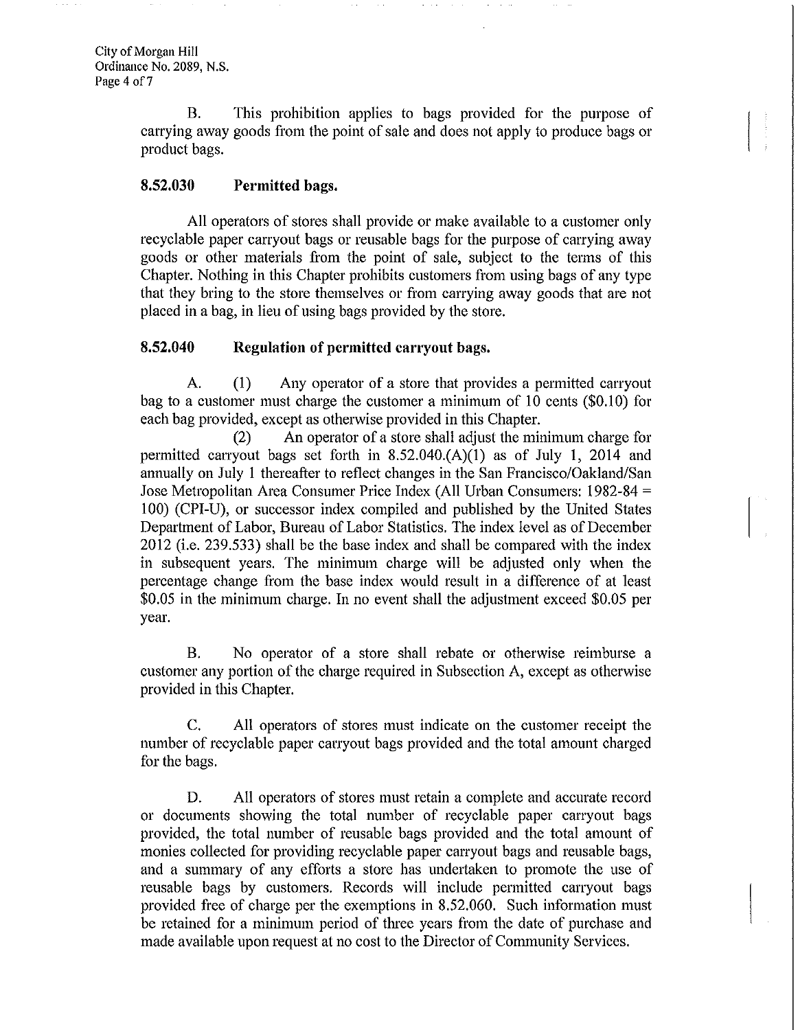B. This prohibition applies to bags provided for the purpose of carrying away goods from the point of sale and does not apply to produce bags or product bags.

### 8.52.030 Permitted bags.

All operators of stores shall provide or make available to a customer only recyclable paper carryout bags or reusable bags for the purpose of carrying away goods or other materials from the point of sale, subject to the terms of this Chapter. Nothing in this Chapter prohibits customers from using bags of any type that they bring to the store themselves or from carrying away goods that are not placed in a bag, in lieu of using bags provided by the store.

### 8.52.040 Regulation of permitted carryout bags.

A. (1) Any operator of a store that provides a permitted carryout bag to a customer must charge the customer a minimum of 10 cents ($0.10) for each bag provided, except as otherwise provided in this Chapter.

(2) An operator of a store shall adjust the minimum charge for permitted carryout bags set forth in 8.52.040.(A)(1) as of July 1, 2014 and annually on July 1 thereafter to reflect changes in the San Francisco/Oakland/San Jose Metropolitan Area Consumer Price Index (All Urban Consumers: 1982-84 = 100) (CPI-U), or successor index compiled and published by the United States Department of Labor, Bureau of Labor Statistics. The index level as of December 2012 (i.e. 239.533) shall be the base index and shall be compared with the index in subsequent years. The minimum charge will be adjusted only when the percentage change from the base index would result in a difference of at least $0.05 in the minimum charge. In no event shall the adjustment exceed $0.05 per year.

B. No operator of a store shall rebate or otherwise reimburse a customer any portion of the charge required in Subsection A, except as otherwise provided in this Chapter.

C. All operators of stores must indicate on the customer receipt the number of recyclable paper carryout bags provided and the total amount charged for the bags.

D. All operators of stores must retain a complete and accurate record or documents showing the total number of recyclable paper carryout bags provided, the total number of reusable bags provided and the total amount of monies collected for providing recyclable paper carryout bags and reusable bags, and a summary of any efforts a store has undertaken to promote the use of reusable bags by customers. Records will include permitted carryout bags provided free of charge per the exemptions in 8.52.060. Such information must be retained for a minimum period of three years from the date of purchase and made available upon request at no cost to the Director of Community Services.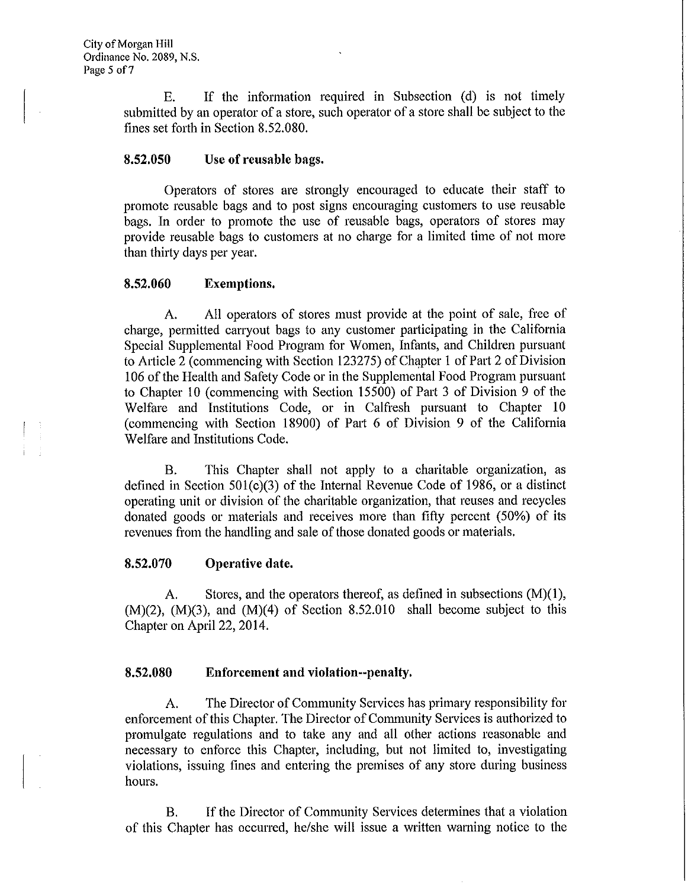E. If the information required in Subsection (d) is not timely submitted by an operator of a store, such operator of a store shall be subject to the fines set forth in Section 8.52.080.

### 8.52.050 Use of reusable bags.

Operators of stores are strongly encouraged to educate their staff to promote reusable bags and to post signs encouraging customers to use reusable bags. In order to promote the use of reusable bags, operators of stores may provide reusable bags to customers at no charge for a limited time of not more than thirty days per year.

### 8.52.060 Exemptions.

A. All operators of stores must provide at the point of sale, free of charge, permitted carryout bags to any customer participating in the California Special Supplemental Food Program for Women, Infants, and Children pursuant to Article 2 (commencing with Section 123275) of Chapter 1 of Part 2 of Division 106 of the Health and Safety Code or in the Supplemental Food Program pursuant to Chapter 10 (commencing with Section 15500) of Part 3 of Division 9 of the Welfare and Institutions Code, or in Calfresh pursuant to Chapter 10 (commencing with Section 18900) of Part 6 of Division 9 of the California Welfare and Institutions Code.

B. This Chapter shall not apply to a charitable organization, as defined in Section 501(c)(3) of the Internal Revenue Code of 1986, or a distinct operating unit or division of the charitable organization, that reuses and recycles donated goods or materials and receives more than fifty percent (50%) of its revenues from the handling and sale of those donated goods or materials.

### 8.52.070 Operative date.

A. Stores, and the operators thereof, as defined in subsections (M)(1), (M)(2), (M)(3), and (M)(4) of Section 8.52.010 shall become subject to this Chapter on April 22, 2014.

### 8.52.080 Enforcement and violation--penalty.

A. The Director of Community Services has primary responsibility for enforcement of this Chapter. The Director of Community Services is authorized to promulgate regulations and to take any and all other actions reasonable and necessary to enforce this Chapter, including, but not limited to, investigating violations, issuing fines and entering the premises of any store during business hours.

B. If the Director of Community Services determines that a violation of this Chapter has occurred, he/she will issue a written warning notice to the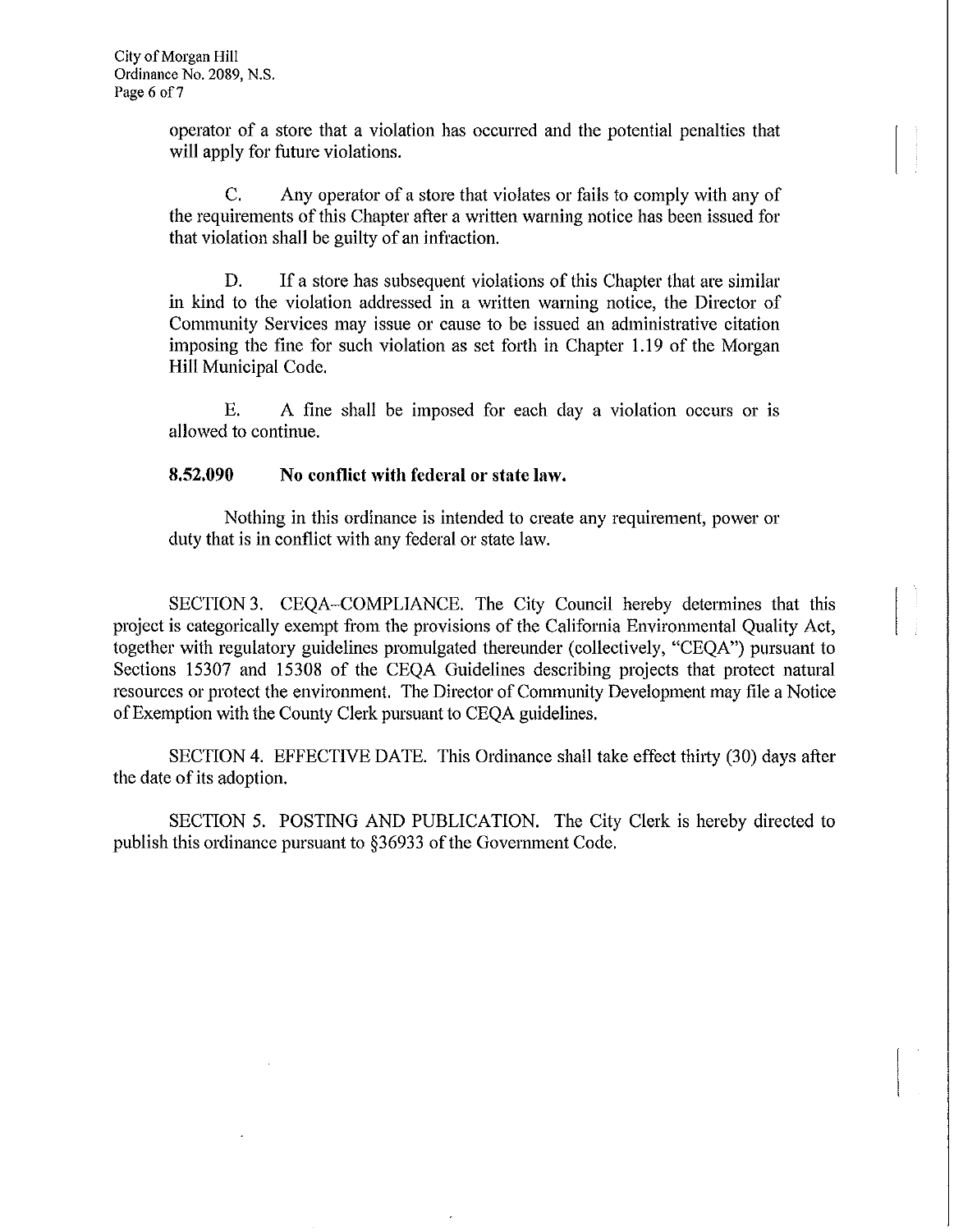operator of a store that a violation has occurred and the potential penalties that will apply for future violations.

C. Any operator of a store that violates or fails to comply with any of the requirements of this Chapter after a written warning notice has been issued for that violation shall be guilty of an infraction.

D. If a store has subsequent violations of this Chapter that are similar in kind to the violation addressed in a written warning notice, the Director of Community Services may issue or cause to be issued an administrative citation imposing the fine for such violation as set forth in Chapter 1.19 of the Morgan Hill Municipal Code.

E. A fine shall be imposed for each day a violation occurs or is allowed to continue.

**8.52.090 No conflict with federal or state law.**

Nothing in this ordinance is intended to create any requirement, power or duty that is in conflict with any federal or state law.

SECTION 3. CEQA-COMPLIANCE. The City Council hereby determines that this project is categorically exempt from the provisions of the California Environmental Quality Act, together with regulatory guidelines promulgated thereunder (collectively, "CEQA") pursuant to Sections 15307 and 15308 of the CEQA Guidelines describing projects that protect natural resources or protect the environment. The Director of Community Development may file a Notice of Exemption with the County Clerk pursuant to CEQA guidelines.

SECTION 4. EFFECTIVE DATE. This Ordinance shall take effect thirty (30) days after the date of its adoption.

SECTION 5. POSTING AND PUBLICATION. The City Clerk is hereby directed to publish this ordinance pursuant to §36933 of the Government Code.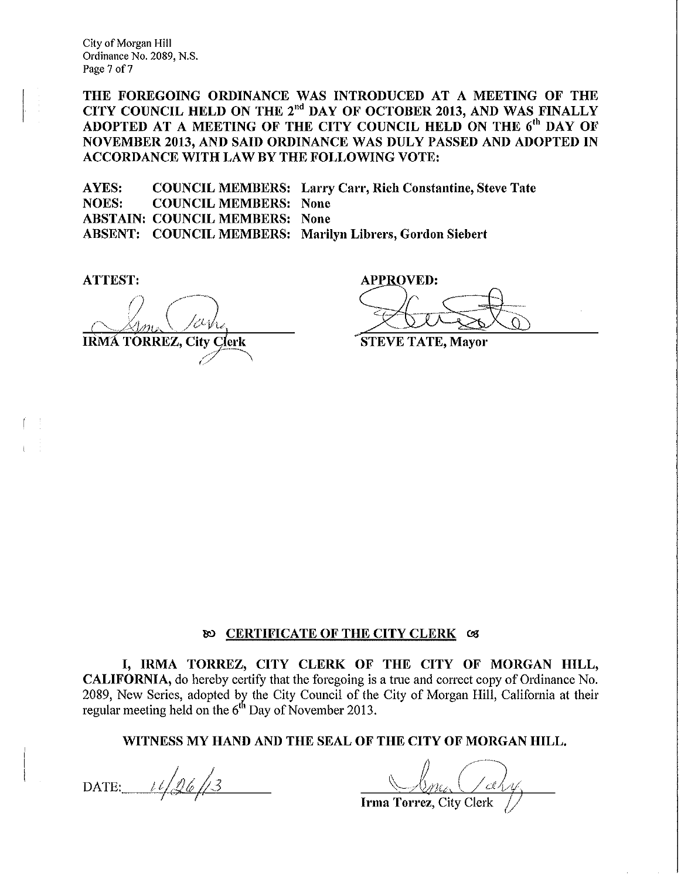**THE FOREGOING ORDINANCE WAS INTRODUCED AT A MEETING OF THE CITY COUNCIL HELD ON THE 2nd DAY OF OCTOBER 2013, AND WAS FINALLY ADOPTED AT A MEETING OF THE CITY COUNCIL HELD ON THE 6th DAY OF NOVEMBER 2013, AND SAID ORDINANCE WAS DULY PASSED AND ADOPTED IN ACCORDANCE WITH LAW BY THE FOLLOWING VOTE:**

| | | |
|---|---|---|
| **AYES:** | **COUNCIL MEMBERS:** | **Larry Carr, Rich Constantine, Steve Tate** |
| **NOES:** | **COUNCIL MEMBERS:** | **None** |
| **ABSTAIN:** | **COUNCIL MEMBERS:** | **None** |
| **ABSENT:** | **COUNCIL MEMBERS:** | **Marilyn Librers, Gordon Siebert** |

**ATTEST:**

**IRMA TORREZ, City Clerk**

**APPROVED:**

**STEVE TATE, Mayor**

## ℘ CERTIFICATE OF THE CITY CLERK ℘

**I, IRMA TORREZ, CITY CLERK OF THE CITY OF MORGAN HILL, CALIFORNIA,** do hereby certify that the foregoing is a true and correct copy of Ordinance No. 2089, New Series, adopted by the City Council of the City of Morgan Hill, California at their regular meeting held on the 6th Day of November 2013.

**WITNESS MY HAND AND THE SEAL OF THE CITY OF MORGAN HILL.**

DATE: 11/26/13

**Irma Torrez**, City Clerk